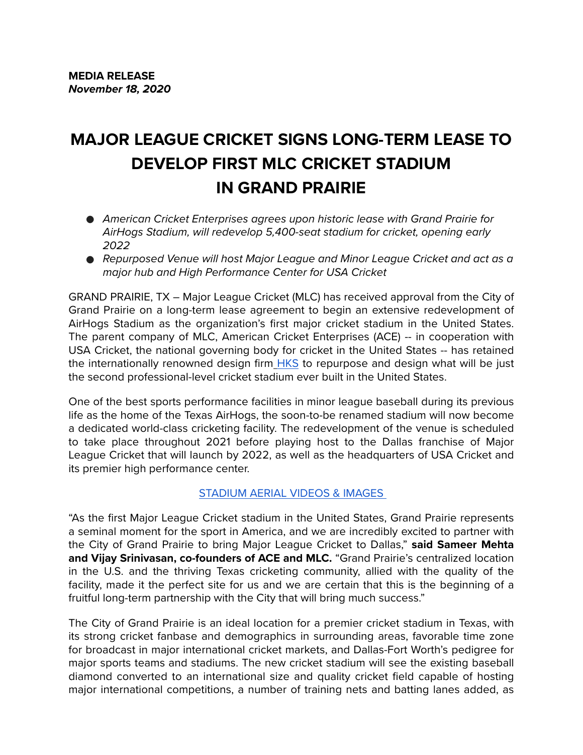**MEDIA RELEASE**
***November 18, 2020***

# MAJOR LEAGUE CRICKET SIGNS LONG-TERM LEASE TO DEVELOP FIRST MLC CRICKET STADIUM IN GRAND PRAIRIE

- *American Cricket Enterprises agrees upon historic lease with Grand Prairie for AirHogs Stadium, will redevelop 5,400-seat stadium for cricket, opening early 2022*
- *Repurposed Venue will host Major League and Minor League Cricket and act as a major hub and High Performance Center for USA Cricket*

GRAND PRAIRIE, TX – Major League Cricket (MLC) has received approval from the City of Grand Prairie on a long-term lease agreement to begin an extensive redevelopment of AirHogs Stadium as the organization's first major cricket stadium in the United States. The parent company of MLC, American Cricket Enterprises (ACE) -- in cooperation with USA Cricket, the national governing body for cricket in the United States -- has retained the internationally renowned design firm HKS to repurpose and design what will be just the second professional-level cricket stadium ever built in the United States.

One of the best sports performance facilities in minor league baseball during its previous life as the home of the Texas AirHogs, the soon-to-be renamed stadium will now become a dedicated world-class cricketing facility. The redevelopment of the venue is scheduled to take place throughout 2021 before playing host to the Dallas franchise of Major League Cricket that will launch by 2022, as well as the headquarters of USA Cricket and its premier high performance center.

STADIUM AERIAL VIDEOS & IMAGES

"As the first Major League Cricket stadium in the United States, Grand Prairie represents a seminal moment for the sport in America, and we are incredibly excited to partner with the City of Grand Prairie to bring Major League Cricket to Dallas," **said Sameer Mehta and Vijay Srinivasan, co-founders of ACE and MLC.** "Grand Prairie's centralized location in the U.S. and the thriving Texas cricketing community, allied with the quality of the facility, made it the perfect site for us and we are certain that this is the beginning of a fruitful long-term partnership with the City that will bring much success."

The City of Grand Prairie is an ideal location for a premier cricket stadium in Texas, with its strong cricket fanbase and demographics in surrounding areas, favorable time zone for broadcast in major international cricket markets, and Dallas-Fort Worth's pedigree for major sports teams and stadiums. The new cricket stadium will see the existing baseball diamond converted to an international size and quality cricket field capable of hosting major international competitions, a number of training nets and batting lanes added, as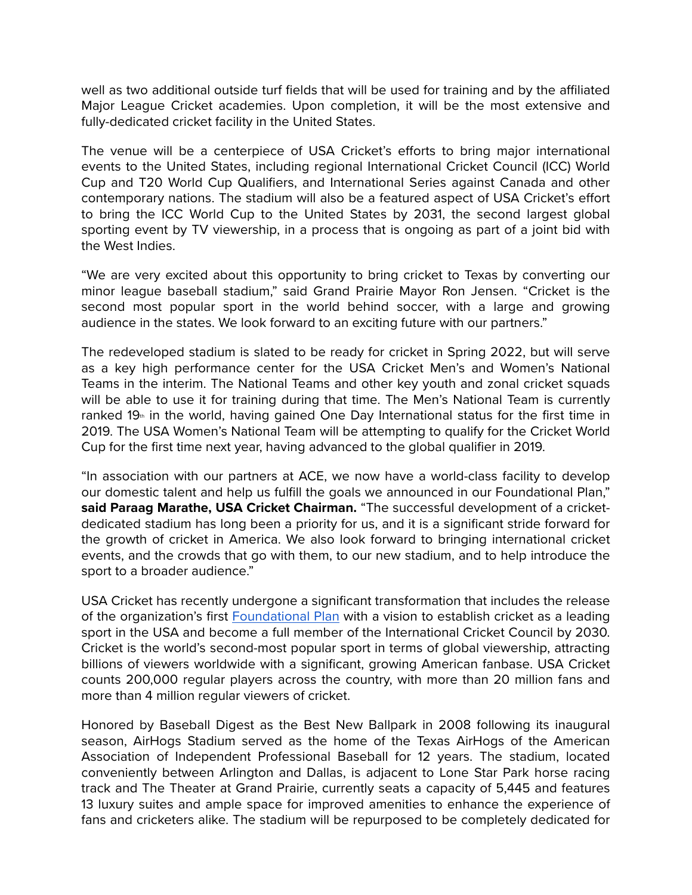well as two additional outside turf fields that will be used for training and by the affiliated Major League Cricket academies. Upon completion, it will be the most extensive and fully-dedicated cricket facility in the United States.

The venue will be a centerpiece of USA Cricket's efforts to bring major international events to the United States, including regional International Cricket Council (ICC) World Cup and T20 World Cup Qualifiers, and International Series against Canada and other contemporary nations. The stadium will also be a featured aspect of USA Cricket's effort to bring the ICC World Cup to the United States by 2031, the second largest global sporting event by TV viewership, in a process that is ongoing as part of a joint bid with the West Indies.

"We are very excited about this opportunity to bring cricket to Texas by converting our minor league baseball stadium," said Grand Prairie Mayor Ron Jensen. "Cricket is the second most popular sport in the world behind soccer, with a large and growing audience in the states. We look forward to an exciting future with our partners."

The redeveloped stadium is slated to be ready for cricket in Spring 2022, but will serve as a key high performance center for the USA Cricket Men's and Women's National Teams in the interim. The National Teams and other key youth and zonal cricket squads will be able to use it for training during that time. The Men's National Team is currently ranked 19th in the world, having gained One Day International status for the first time in 2019. The USA Women's National Team will be attempting to qualify for the Cricket World Cup for the first time next year, having advanced to the global qualifier in 2019.

"In association with our partners at ACE, we now have a world-class facility to develop our domestic talent and help us fulfill the goals we announced in our Foundational Plan," **said Paraag Marathe, USA Cricket Chairman.** "The successful development of a cricket-dedicated stadium has long been a priority for us, and it is a significant stride forward for the growth of cricket in America. We also look forward to bringing international cricket events, and the crowds that go with them, to our new stadium, and to help introduce the sport to a broader audience."

USA Cricket has recently undergone a significant transformation that includes the release of the organization's first [Foundational Plan]() with a vision to establish cricket as a leading sport in the USA and become a full member of the International Cricket Council by 2030. Cricket is the world's second-most popular sport in terms of global viewership, attracting billions of viewers worldwide with a significant, growing American fanbase. USA Cricket counts 200,000 regular players across the country, with more than 20 million fans and more than 4 million regular viewers of cricket.

Honored by Baseball Digest as the Best New Ballpark in 2008 following its inaugural season, AirHogs Stadium served as the home of the Texas AirHogs of the American Association of Independent Professional Baseball for 12 years. The stadium, located conveniently between Arlington and Dallas, is adjacent to Lone Star Park horse racing track and The Theater at Grand Prairie, currently seats a capacity of 5,445 and features 13 luxury suites and ample space for improved amenities to enhance the experience of fans and cricketers alike. The stadium will be repurposed to be completely dedicated for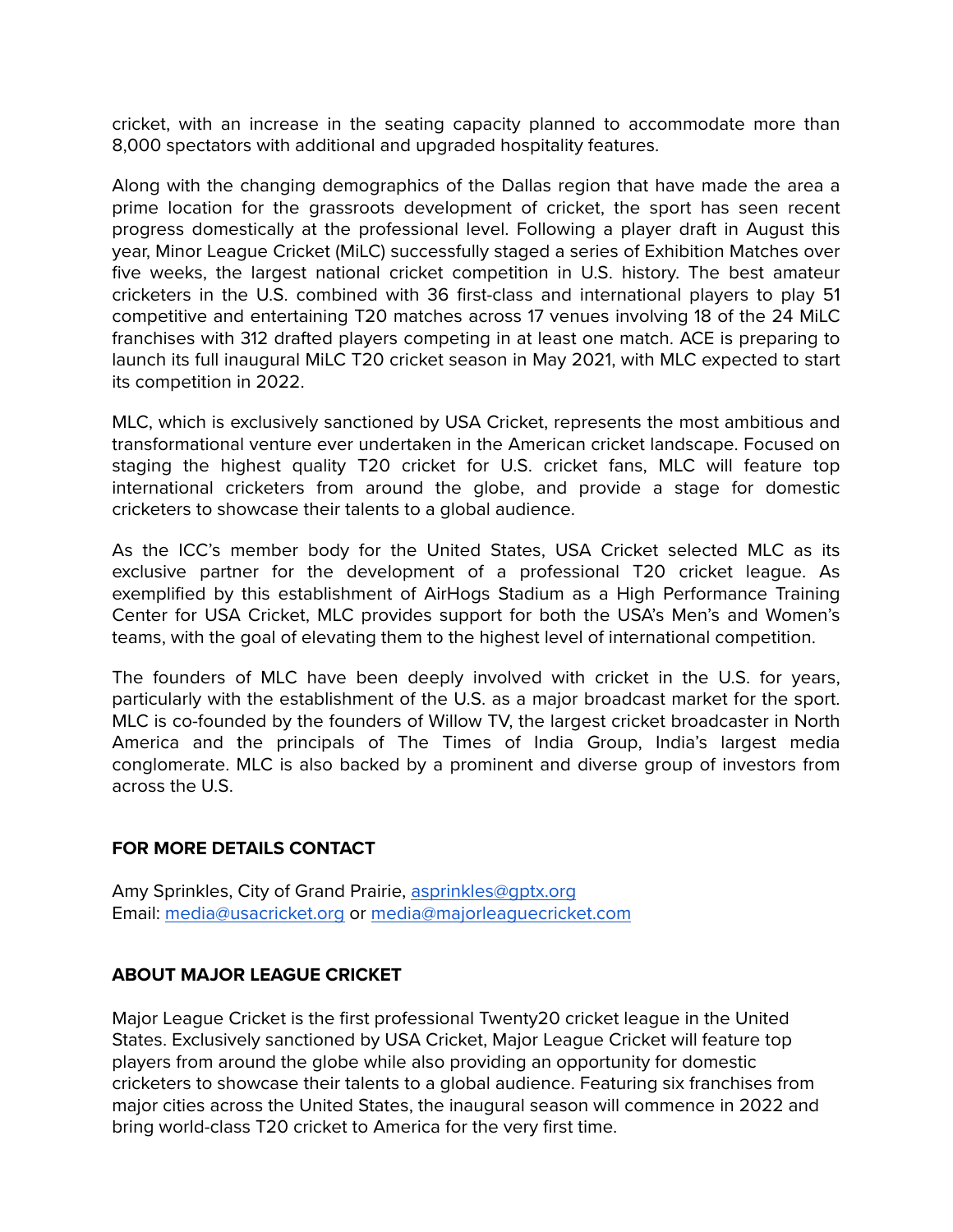cricket, with an increase in the seating capacity planned to accommodate more than 8,000 spectators with additional and upgraded hospitality features.

Along with the changing demographics of the Dallas region that have made the area a prime location for the grassroots development of cricket, the sport has seen recent progress domestically at the professional level. Following a player draft in August this year, Minor League Cricket (MiLC) successfully staged a series of Exhibition Matches over five weeks, the largest national cricket competition in U.S. history. The best amateur cricketers in the U.S. combined with 36 first-class and international players to play 51 competitive and entertaining T20 matches across 17 venues involving 18 of the 24 MiLC franchises with 312 drafted players competing in at least one match. ACE is preparing to launch its full inaugural MiLC T20 cricket season in May 2021, with MLC expected to start its competition in 2022.

MLC, which is exclusively sanctioned by USA Cricket, represents the most ambitious and transformational venture ever undertaken in the American cricket landscape. Focused on staging the highest quality T20 cricket for U.S. cricket fans, MLC will feature top international cricketers from around the globe, and provide a stage for domestic cricketers to showcase their talents to a global audience.

As the ICC's member body for the United States, USA Cricket selected MLC as its exclusive partner for the development of a professional T20 cricket league. As exemplified by this establishment of AirHogs Stadium as a High Performance Training Center for USA Cricket, MLC provides support for both the USA's Men's and Women's teams, with the goal of elevating them to the highest level of international competition.

The founders of MLC have been deeply involved with cricket in the U.S. for years, particularly with the establishment of the U.S. as a major broadcast market for the sport. MLC is co-founded by the founders of Willow TV, the largest cricket broadcaster in North America and the principals of The Times of India Group, India's largest media conglomerate. MLC is also backed by a prominent and diverse group of investors from across the U.S.

**FOR MORE DETAILS CONTACT**

Amy Sprinkles, City of Grand Prairie, asprinkles@gptx.org
Email: media@usacricket.org or media@majorleaguecricket.com

**ABOUT MAJOR LEAGUE CRICKET**

Major League Cricket is the first professional Twenty20 cricket league in the United States. Exclusively sanctioned by USA Cricket, Major League Cricket will feature top players from around the globe while also providing an opportunity for domestic cricketers to showcase their talents to a global audience. Featuring six franchises from major cities across the United States, the inaugural season will commence in 2022 and bring world-class T20 cricket to America for the very first time.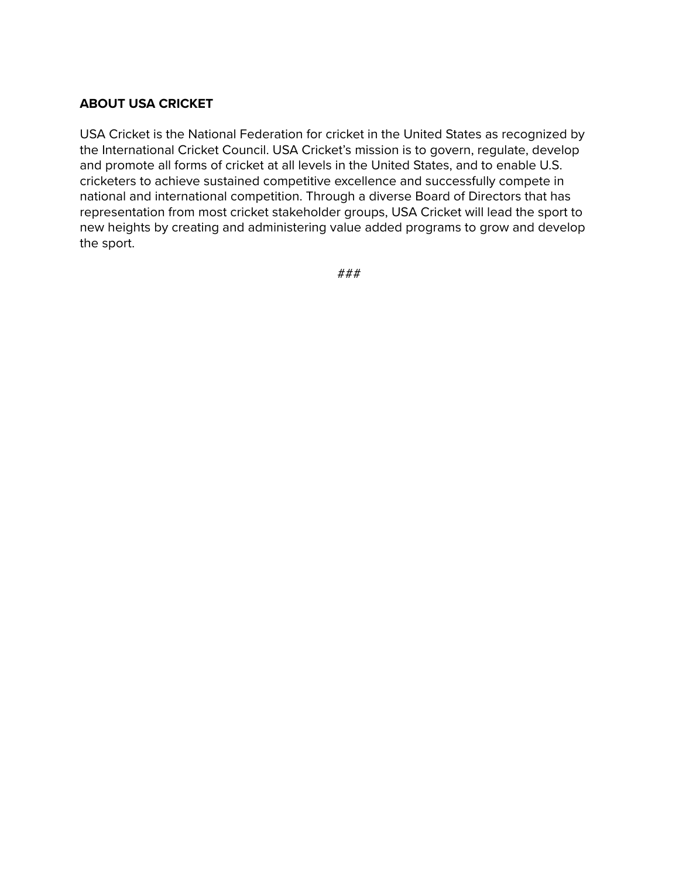**ABOUT USA CRICKET**

USA Cricket is the National Federation for cricket in the United States as recognized by the International Cricket Council. USA Cricket's mission is to govern, regulate, develop and promote all forms of cricket at all levels in the United States, and to enable U.S. cricketers to achieve sustained competitive excellence and successfully compete in national and international competition. Through a diverse Board of Directors that has representation from most cricket stakeholder groups, USA Cricket will lead the sport to new heights by creating and administering value added programs to grow and develop the sport.

###